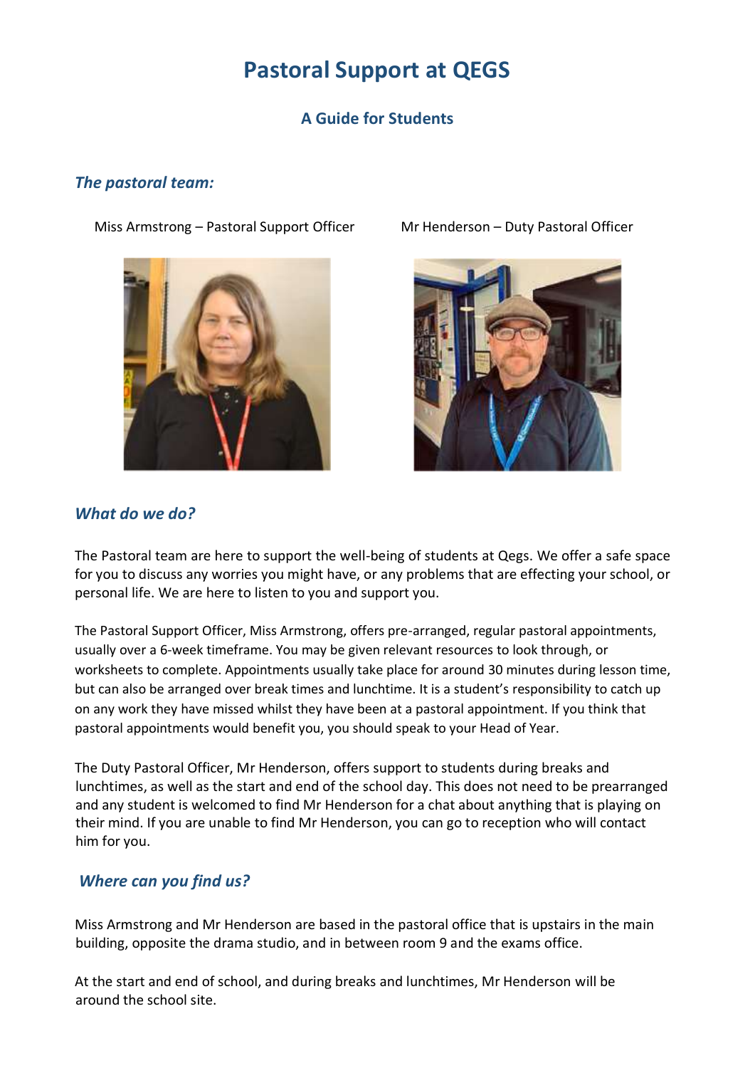# Pastoral Support at QEGS

## A Guide for Students

### *The pastoral team:*

Miss Armstrong – Pastoral Support Officer

Mr Henderson – Duty Pastoral Officer

### *What do we do?*

The Pastoral team are here to support the well-being of students at Qegs. We offer a safe space for you to discuss any worries you might have, or any problems that are effecting your school, or personal life. We are here to listen to you and support you.

The Pastoral Support Officer, Miss Armstrong, offers pre-arranged, regular pastoral appointments, usually over a 6-week timeframe. You may be given relevant resources to look through, or worksheets to complete. Appointments usually take place for around 30 minutes during lesson time, but can also be arranged over break times and lunchtime. It is a student's responsibility to catch up on any work they have missed whilst they have been at a pastoral appointment. If you think that pastoral appointments would benefit you, you should speak to your Head of Year.

The Duty Pastoral Officer, Mr Henderson, offers support to students during breaks and lunchtimes, as well as the start and end of the school day. This does not need to be prearranged and any student is welcomed to find Mr Henderson for a chat about anything that is playing on their mind. If you are unable to find Mr Henderson, you can go to reception who will contact him for you.

### *Where can you find us?*

Miss Armstrong and Mr Henderson are based in the pastoral office that is upstairs in the main building, opposite the drama studio, and in between room 9 and the exams office.

At the start and end of school, and during breaks and lunchtimes, Mr Henderson will be around the school site.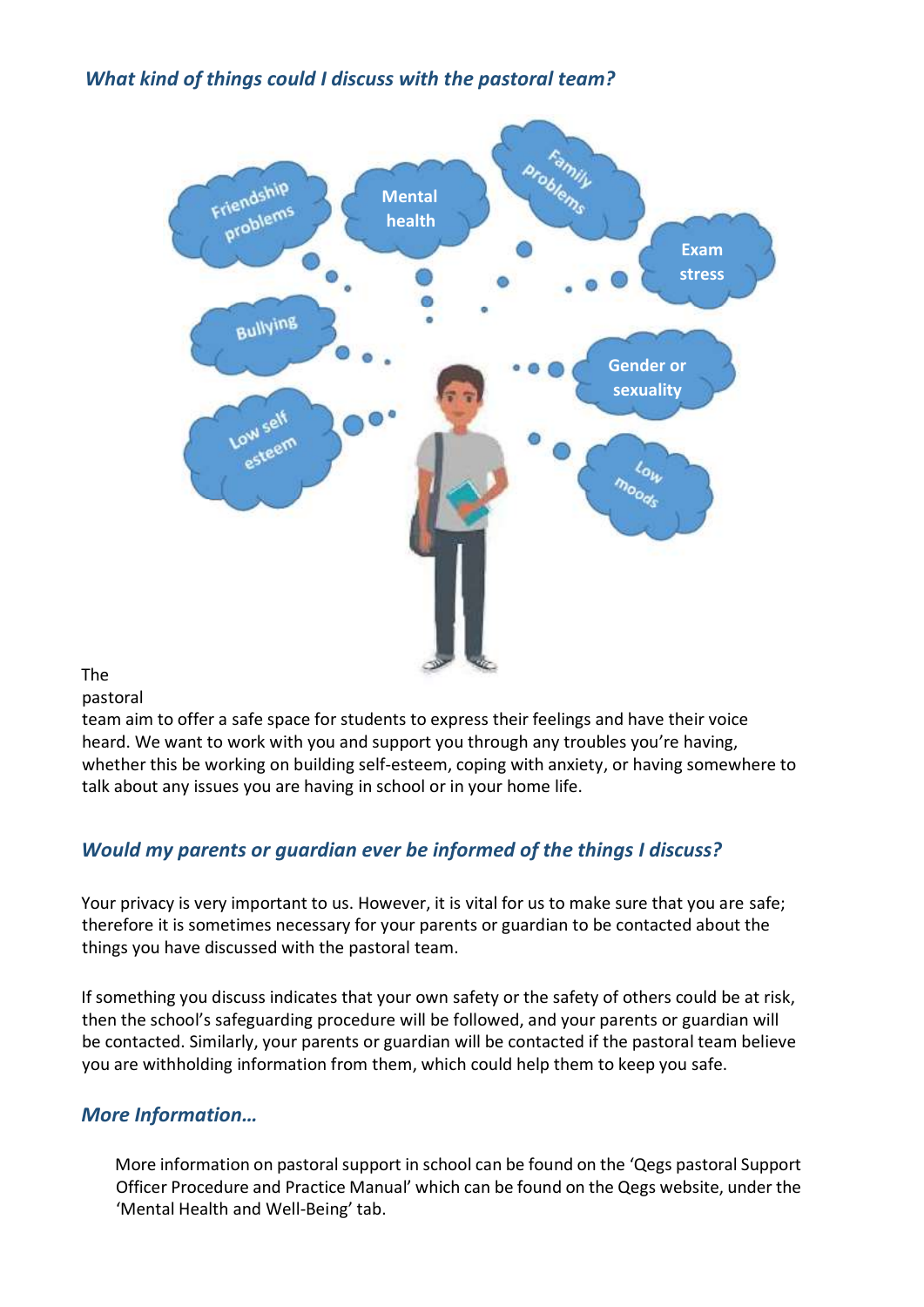### *What kind of things could I discuss with the pastoral team?*

Friendship problems

Mental health

Family Problems

Exam stress

Bullying

Gender or sexuality

Low self esteem

Low moods

The pastoral team aim to offer a safe space for students to express their feelings and have their voice heard. We want to work with you and support you through any troubles you're having, whether this be working on building self-esteem, coping with anxiety, or having somewhere to talk about any issues you are having in school or in your home life.

### *Would my parents or guardian ever be informed of the things I discuss?*

Your privacy is very important to us. However, it is vital for us to make sure that you are safe; therefore it is sometimes necessary for your parents or guardian to be contacted about the things you have discussed with the pastoral team.

If something you discuss indicates that your own safety or the safety of others could be at risk, then the school's safeguarding procedure will be followed, and your parents or guardian will be contacted. Similarly, your parents or guardian will be contacted if the pastoral team believe you are withholding information from them, which could help them to keep you safe.

### *More Information…*

More information on pastoral support in school can be found on the 'Qegs pastoral Support Officer Procedure and Practice Manual' which can be found on the Qegs website, under the 'Mental Health and Well-Being' tab.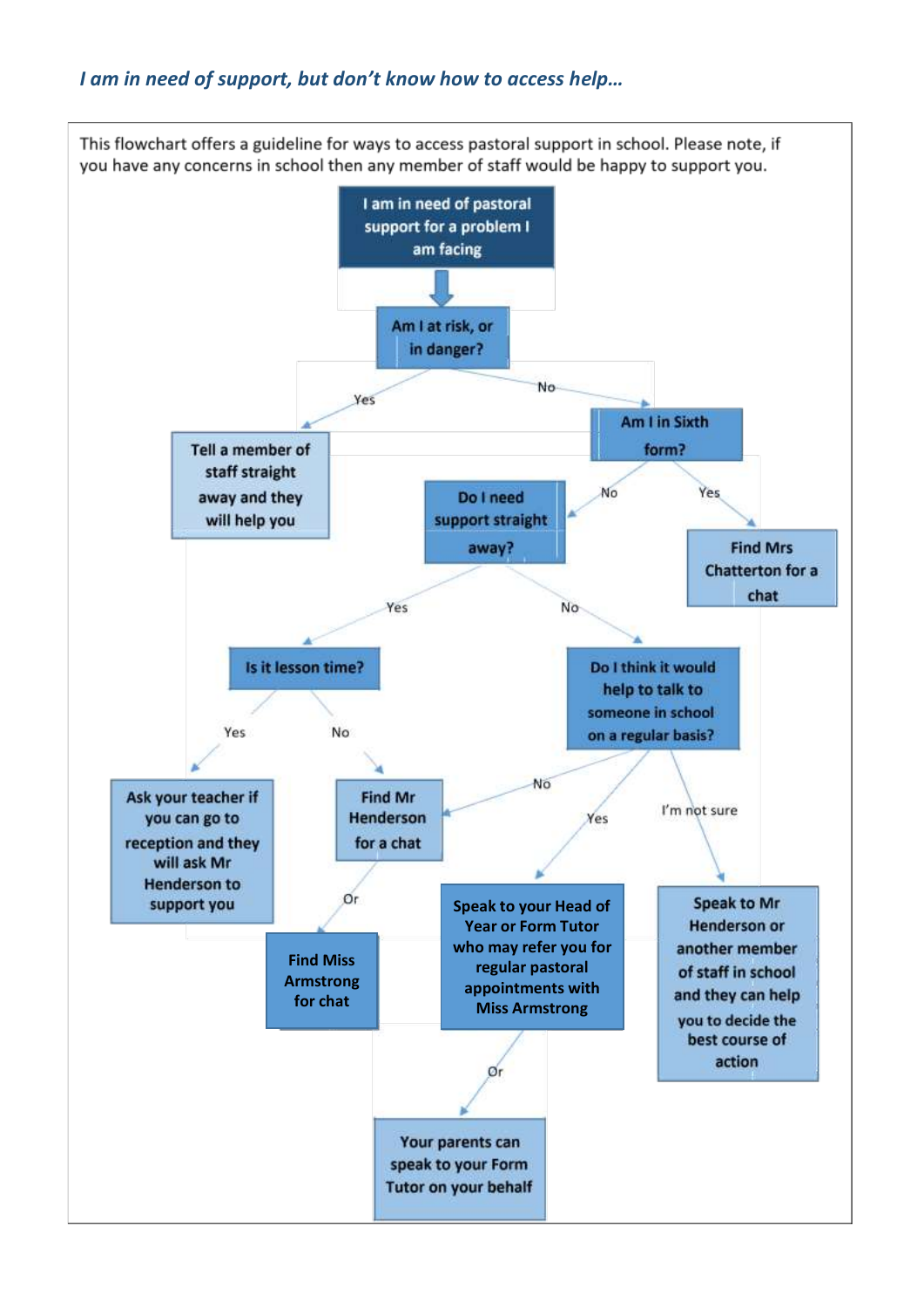*I am in need of support, but don't know how to access help…*

This flowchart offers a guideline for ways to access pastoral support in school. Please note, if you have any concerns in school then any member of staff would be happy to support you.

I am in need of pastoral support for a problem I am facing

Am I at risk, or in danger?

Yes

No

Tell a member of staff straight away and they will help you

Am I in Sixth form?

No

Yes

Do I need support straight away?

Find Mrs Chatterton for a chat

Yes

No

Is it lesson time?

Do I think it would help to talk to someone in school on a regular basis?

Yes

No

Ask your teacher if you can go to reception and they will ask Mr Henderson to support you

Find Mr Henderson for a chat

No

Yes

I'm not sure

Or

Find Miss Armstrong for chat

Speak to your Head of Year or Form Tutor who may refer you for regular pastoral appointments with Miss Armstrong

Speak to Mr Henderson or another member of staff in school and they can help you to decide the best course of action

Or

Your parents can speak to your Form Tutor on your behalf